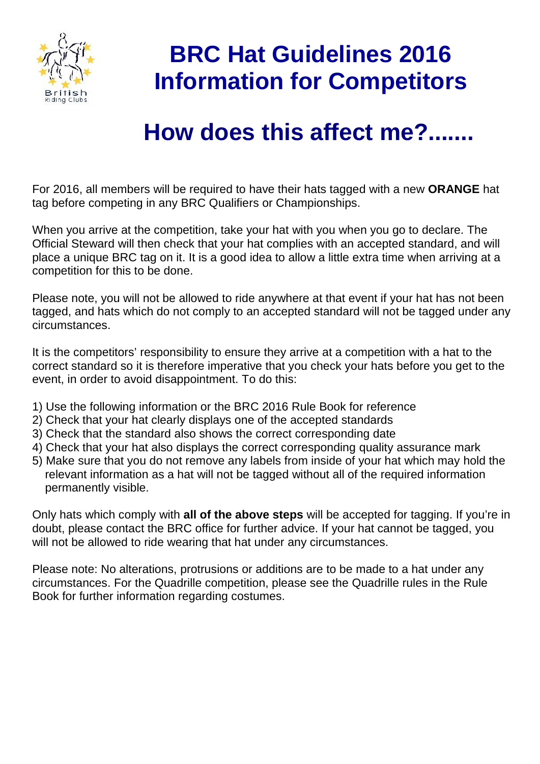# BRC Hat Guidelines 2016
# Information for Competitors

## How does this affect me?.......

For 2016, all members will be required to have their hats tagged with a new **ORANGE** hat tag before competing in any BRC Qualifiers or Championships.

When you arrive at the competition, take your hat with you when you go to declare. The Official Steward will then check that your hat complies with an accepted standard, and will place a unique BRC tag on it. It is a good idea to allow a little extra time when arriving at a competition for this to be done.

Please note, you will not be allowed to ride anywhere at that event if your hat has not been tagged, and hats which do not comply to an accepted standard will not be tagged under any circumstances.

It is the competitors' responsibility to ensure they arrive at a competition with a hat to the correct standard so it is therefore imperative that you check your hats before you get to the event, in order to avoid disappointment. To do this:

1) Use the following information or the BRC 2016 Rule Book for reference
2) Check that your hat clearly displays one of the accepted standards
3) Check that the standard also shows the correct corresponding date
4) Check that your hat also displays the correct corresponding quality assurance mark
5) Make sure that you do not remove any labels from inside of your hat which may hold the relevant information as a hat will not be tagged without all of the required information permanently visible.

Only hats which comply with **all of the above steps** will be accepted for tagging. If you're in doubt, please contact the BRC office for further advice. If your hat cannot be tagged, you will not be allowed to ride wearing that hat under any circumstances.

Please note: No alterations, protrusions or additions are to be made to a hat under any circumstances. For the Quadrille competition, please see the Quadrille rules in the Rule Book for further information regarding costumes.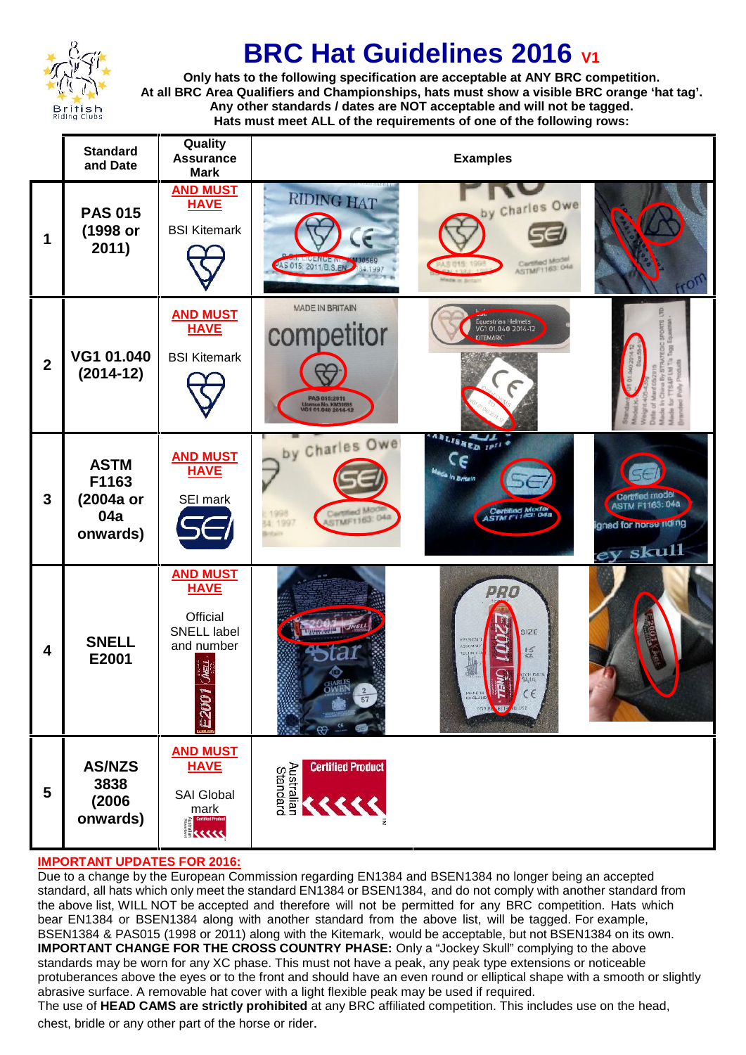# BRC Hat Guidelines 2016 V1

**Only hats to the following specification are acceptable at ANY BRC competition.**
**At all BRC Area Qualifiers and Championships, hats must show a visible BRC orange 'hat tag'.**
**Any other standards / dates are NOT acceptable and will not be tagged.**
**Hats must meet ALL of the requirements of one of the following rows:**

| | Standard and Date | Quality Assurance Mark | Examples |
|---|---|---|---|
| **1** | **PAS 015 (1998 or 2011)** | **AND MUST HAVE** BSI Kitemark | |
| **2** | **VG1 01.040 (2014-12)** | **AND MUST HAVE** BSI Kitemark | |
| **3** | **ASTM F1163 (2004a or 04a onwards)** | **AND MUST HAVE** SEI mark | |
| **4** | **SNELL E2001** | **AND MUST HAVE** Official SNELL label and number | |
| **5** | **AS/NZS 3838 (2006 onwards)** | **AND MUST HAVE** SAI Global mark | |

**IMPORTANT UPDATES FOR 2016:**

Due to a change by the European Commission regarding EN1384 and BSEN1384 no longer being an accepted standard, all hats which only meet the standard EN1384 or BSEN1384, and do not comply with another standard from the above list, WILL NOT be accepted and therefore will not be permitted for any BRC competition. Hats which bear EN1384 or BSEN1384 along with another standard from the above list, will be tagged. For example, BSEN1384 & PAS015 (1998 or 2011) along with the Kitemark, would be acceptable, but not BSEN1384 on its own.

**IMPORTANT CHANGE FOR THE CROSS COUNTRY PHASE:** Only a "Jockey Skull" complying to the above standards may be worn for any XC phase. This must not have a peak, any peak type extensions or noticeable protuberances above the eyes or to the front and should have an even round or elliptical shape with a smooth or slightly abrasive surface. A removable hat cover with a light flexible peak may be used if required.

The use of **HEAD CAMS are strictly prohibited** at any BRC affiliated competition. This includes use on the head, chest, bridle or any other part of the horse or rider.